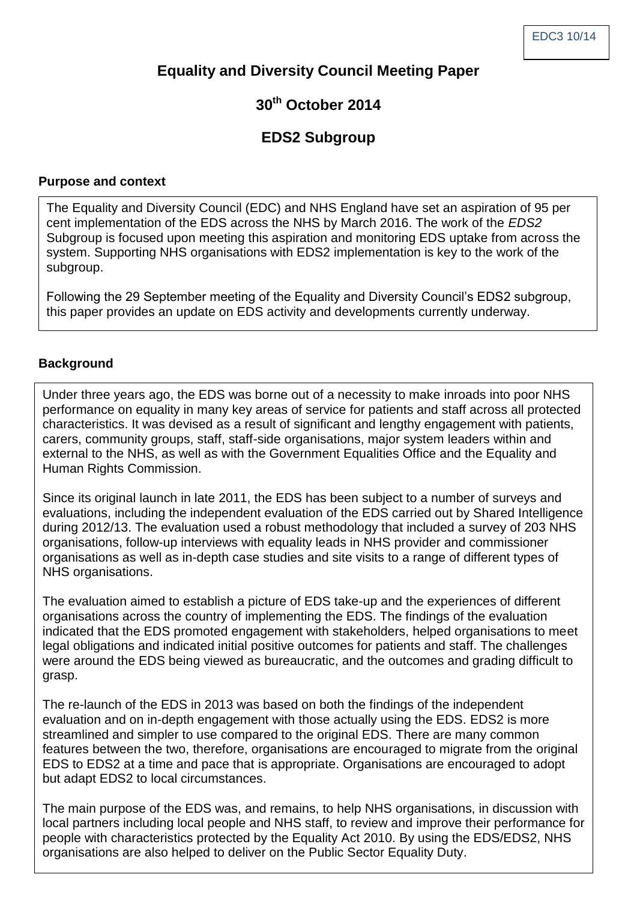EDC3 10/14

# Equality and Diversity Council Meeting Paper

## 30th October 2014

## EDS2 Subgroup

### Purpose and context

The Equality and Diversity Council (EDC) and NHS England have set an aspiration of 95 per cent implementation of the EDS across the NHS by March 2016. The work of the *EDS2* Subgroup is focused upon meeting this aspiration and monitoring EDS uptake from across the system. Supporting NHS organisations with EDS2 implementation is key to the work of the subgroup.

Following the 29 September meeting of the Equality and Diversity Council's EDS2 subgroup, this paper provides an update on EDS activity and developments currently underway.

### Background

Under three years ago, the EDS was borne out of a necessity to make inroads into poor NHS performance on equality in many key areas of service for patients and staff across all protected characteristics. It was devised as a result of significant and lengthy engagement with patients, carers, community groups, staff, staff-side organisations, major system leaders within and external to the NHS, as well as with the Government Equalities Office and the Equality and Human Rights Commission.

Since its original launch in late 2011, the EDS has been subject to a number of surveys and evaluations, including the independent evaluation of the EDS carried out by Shared Intelligence during 2012/13. The evaluation used a robust methodology that included a survey of 203 NHS organisations, follow-up interviews with equality leads in NHS provider and commissioner organisations as well as in-depth case studies and site visits to a range of different types of NHS organisations.

The evaluation aimed to establish a picture of EDS take-up and the experiences of different organisations across the country of implementing the EDS. The findings of the evaluation indicated that the EDS promoted engagement with stakeholders, helped organisations to meet legal obligations and indicated initial positive outcomes for patients and staff. The challenges were around the EDS being viewed as bureaucratic, and the outcomes and grading difficult to grasp.

The re-launch of the EDS in 2013 was based on both the findings of the independent evaluation and on in-depth engagement with those actually using the EDS. EDS2 is more streamlined and simpler to use compared to the original EDS. There are many common features between the two, therefore, organisations are encouraged to migrate from the original EDS to EDS2 at a time and pace that is appropriate. Organisations are encouraged to adopt but adapt EDS2 to local circumstances.

The main purpose of the EDS was, and remains, to help NHS organisations, in discussion with local partners including local people and NHS staff, to review and improve their performance for people with characteristics protected by the Equality Act 2010. By using the EDS/EDS2, NHS organisations are also helped to deliver on the Public Sector Equality Duty.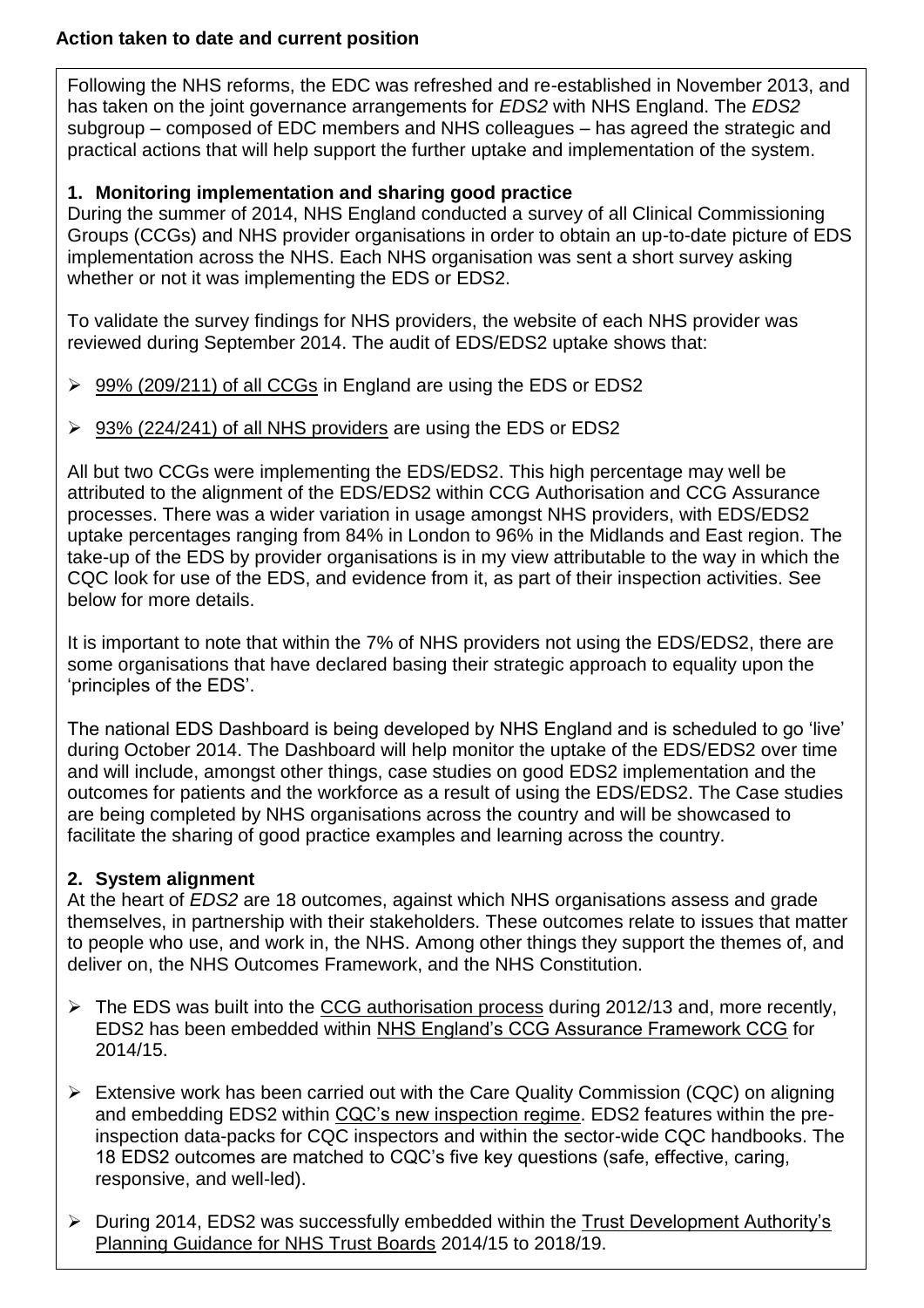**Action taken to date and current position**

Following the NHS reforms, the EDC was refreshed and re-established in November 2013, and has taken on the joint governance arrangements for *EDS2* with NHS England. The *EDS2* subgroup – composed of EDC members and NHS colleagues – has agreed the strategic and practical actions that will help support the further uptake and implementation of the system.

**1. Monitoring implementation and sharing good practice**

During the summer of 2014, NHS England conducted a survey of all Clinical Commissioning Groups (CCGs) and NHS provider organisations in order to obtain an up-to-date picture of EDS implementation across the NHS. Each NHS organisation was sent a short survey asking whether or not it was implementing the EDS or EDS2.

To validate the survey findings for NHS providers, the website of each NHS provider was reviewed during September 2014. The audit of EDS/EDS2 uptake shows that:

- 99% (209/211) of all CCGs in England are using the EDS or EDS2
- 93% (224/241) of all NHS providers are using the EDS or EDS2

All but two CCGs were implementing the EDS/EDS2. This high percentage may well be attributed to the alignment of the EDS/EDS2 within CCG Authorisation and CCG Assurance processes. There was a wider variation in usage amongst NHS providers, with EDS/EDS2 uptake percentages ranging from 84% in London to 96% in the Midlands and East region. The take-up of the EDS by provider organisations is in my view attributable to the way in which the CQC look for use of the EDS, and evidence from it, as part of their inspection activities. See below for more details.

It is important to note that within the 7% of NHS providers not using the EDS/EDS2, there are some organisations that have declared basing their strategic approach to equality upon the 'principles of the EDS'.

The national EDS Dashboard is being developed by NHS England and is scheduled to go 'live' during October 2014. The Dashboard will help monitor the uptake of the EDS/EDS2 over time and will include, amongst other things, case studies on good EDS2 implementation and the outcomes for patients and the workforce as a result of using the EDS/EDS2. The Case studies are being completed by NHS organisations across the country and will be showcased to facilitate the sharing of good practice examples and learning across the country.

**2. System alignment**

At the heart of *EDS2* are 18 outcomes, against which NHS organisations assess and grade themselves, in partnership with their stakeholders. These outcomes relate to issues that matter to people who use, and work in, the NHS. Among other things they support the themes of, and deliver on, the NHS Outcomes Framework, and the NHS Constitution.

- The EDS was built into the CCG authorisation process during 2012/13 and, more recently, EDS2 has been embedded within NHS England's CCG Assurance Framework CCG for 2014/15.
- Extensive work has been carried out with the Care Quality Commission (CQC) on aligning and embedding EDS2 within CQC's new inspection regime. EDS2 features within the pre-inspection data-packs for CQC inspectors and within the sector-wide CQC handbooks. The 18 EDS2 outcomes are matched to CQC's five key questions (safe, effective, caring, responsive, and well-led).
- During 2014, EDS2 was successfully embedded within the Trust Development Authority's Planning Guidance for NHS Trust Boards 2014/15 to 2018/19.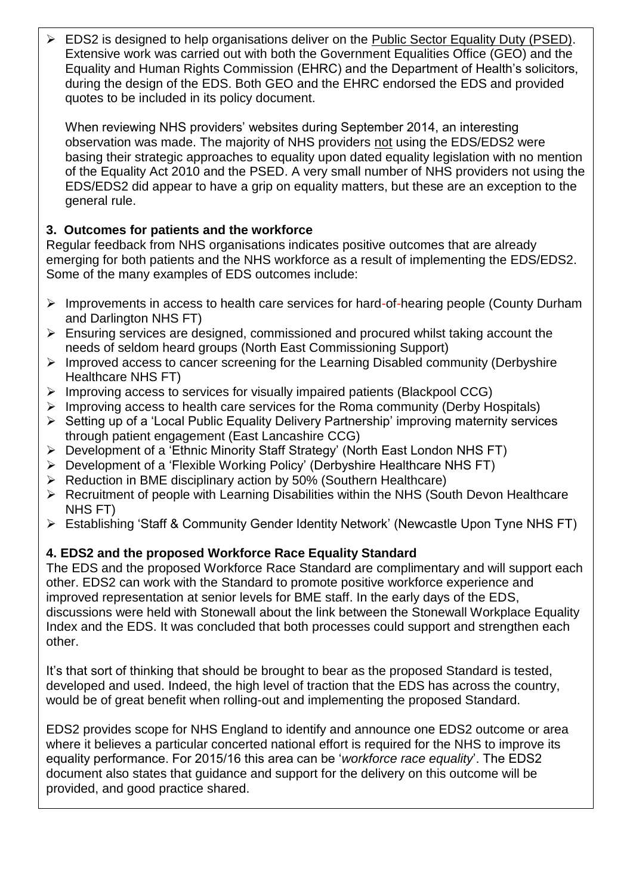- EDS2 is designed to help organisations deliver on the Public Sector Equality Duty (PSED). Extensive work was carried out with both the Government Equalities Office (GEO) and the Equality and Human Rights Commission (EHRC) and the Department of Health's solicitors, during the design of the EDS. Both GEO and the EHRC endorsed the EDS and provided quotes to be included in its policy document.

  When reviewing NHS providers' websites during September 2014, an interesting observation was made. The majority of NHS providers not using the EDS/EDS2 were basing their strategic approaches to equality upon dated equality legislation with no mention of the Equality Act 2010 and the PSED. A very small number of NHS providers not using the EDS/EDS2 did appear to have a grip on equality matters, but these are an exception to the general rule.

### 3. Outcomes for patients and the workforce

Regular feedback from NHS organisations indicates positive outcomes that are already emerging for both patients and the NHS workforce as a result of implementing the EDS/EDS2. Some of the many examples of EDS outcomes include:

- Improvements in access to health care services for hard-of-hearing people (County Durham and Darlington NHS FT)
- Ensuring services are designed, commissioned and procured whilst taking account the needs of seldom heard groups (North East Commissioning Support)
- Improved access to cancer screening for the Learning Disabled community (Derbyshire Healthcare NHS FT)
- Improving access to services for visually impaired patients (Blackpool CCG)
- Improving access to health care services for the Roma community (Derby Hospitals)
- Setting up of a 'Local Public Equality Delivery Partnership' improving maternity services through patient engagement (East Lancashire CCG)
- Development of a 'Ethnic Minority Staff Strategy' (North East London NHS FT)
- Development of a 'Flexible Working Policy' (Derbyshire Healthcare NHS FT)
- Reduction in BME disciplinary action by 50% (Southern Healthcare)
- Recruitment of people with Learning Disabilities within the NHS (South Devon Healthcare NHS FT)
- Establishing 'Staff & Community Gender Identity Network' (Newcastle Upon Tyne NHS FT)

### 4. EDS2 and the proposed Workforce Race Equality Standard

The EDS and the proposed Workforce Race Standard are complimentary and will support each other. EDS2 can work with the Standard to promote positive workforce experience and improved representation at senior levels for BME staff. In the early days of the EDS, discussions were held with Stonewall about the link between the Stonewall Workplace Equality Index and the EDS. It was concluded that both processes could support and strengthen each other.

It's that sort of thinking that should be brought to bear as the proposed Standard is tested, developed and used. Indeed, the high level of traction that the EDS has across the country, would be of great benefit when rolling-out and implementing the proposed Standard.

EDS2 provides scope for NHS England to identify and announce one EDS2 outcome or area where it believes a particular concerted national effort is required for the NHS to improve its equality performance. For 2015/16 this area can be '*workforce race equality*'. The EDS2 document also states that guidance and support for the delivery on this outcome will be provided, and good practice shared.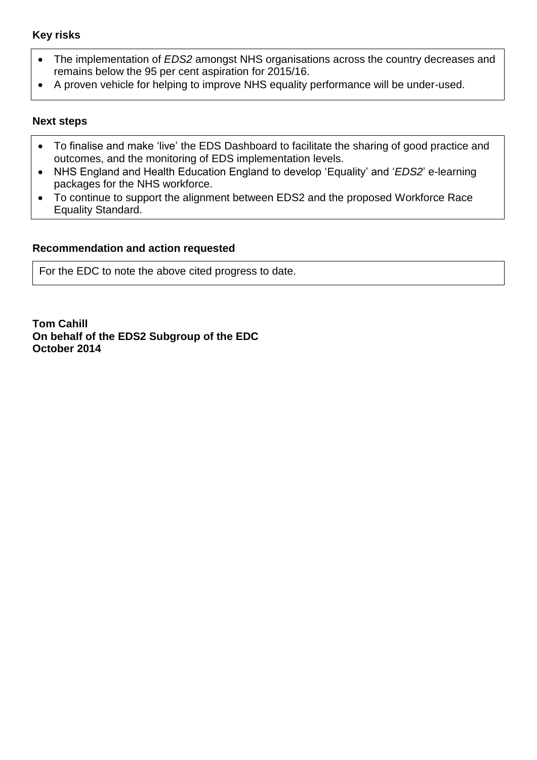**Key risks**

- The implementation of *EDS2* amongst NHS organisations across the country decreases and remains below the 95 per cent aspiration for 2015/16.
- A proven vehicle for helping to improve NHS equality performance will be under-used.

**Next steps**

- To finalise and make 'live' the EDS Dashboard to facilitate the sharing of good practice and outcomes, and the monitoring of EDS implementation levels.
- NHS England and Health Education England to develop 'Equality' and '*EDS2*' e-learning packages for the NHS workforce.
- To continue to support the alignment between EDS2 and the proposed Workforce Race Equality Standard.

**Recommendation and action requested**

For the EDC to note the above cited progress to date.

**Tom Cahill**
**On behalf of the EDS2 Subgroup of the EDC**
**October 2014**